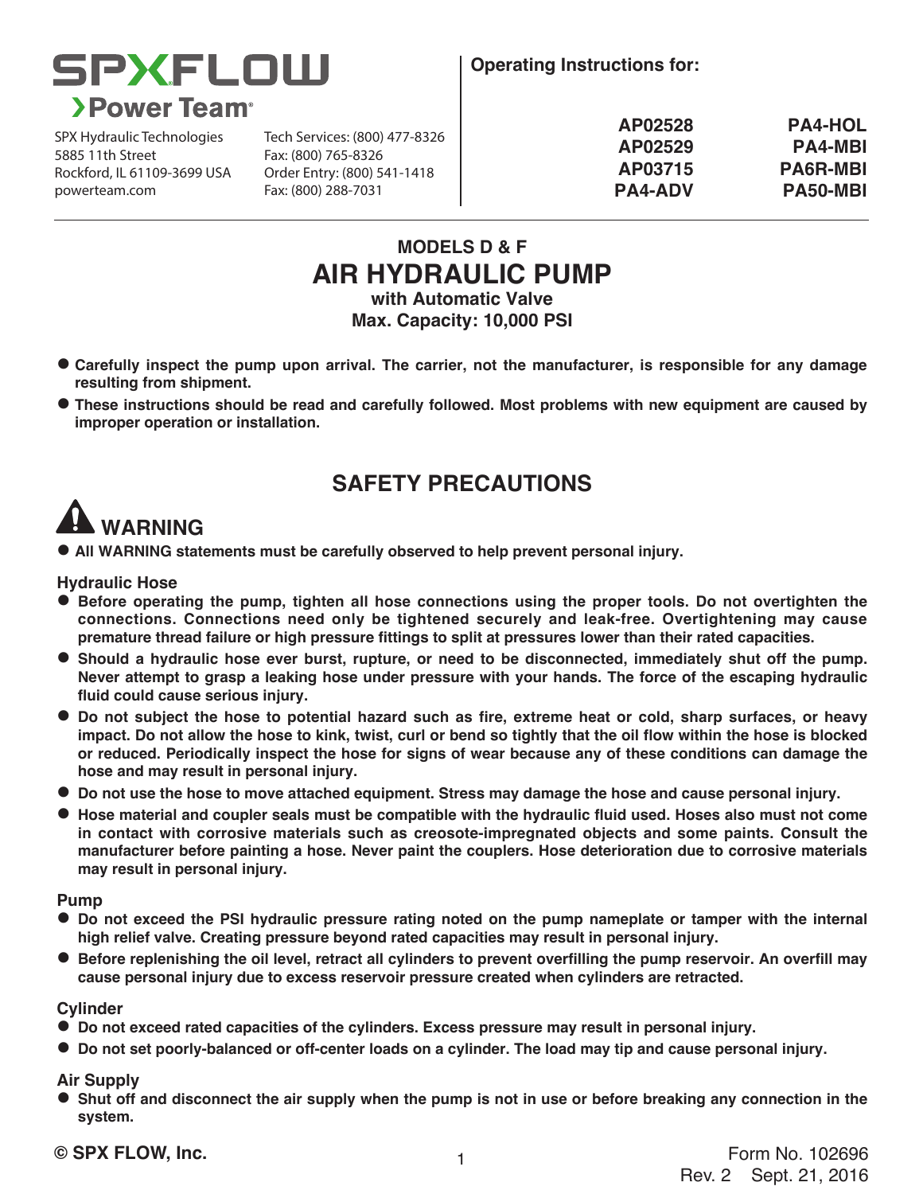# SPXFLOW

## Power Team

SPX Hydraulic Technologies
5885 11th Street
Rockford, IL 61109-3699 USA
powerteam.com

Tech Services: (800) 477-8326
Fax: (800) 765-8326
Order Entry: (800) 541-1418
Fax: (800) 288-7031

**Operating Instructions for:**

| | |
|---|---|
| **AP02528** | **PA4-HOL** |
| **AP02529** | **PA4-MBI** |
| **AP03715** | **PA6R-MBI** |
| **PA4-ADV** | **PA50-MBI** |

**MODELS D & F**

# AIR HYDRAULIC PUMP

**with Automatic Valve**

**Max. Capacity: 10,000 PSI**

- **Carefully inspect the pump upon arrival. The carrier, not the manufacturer, is responsible for any damage resulting from shipment.**
- **These instructions should be read and carefully followed. Most problems with new equipment are caused by improper operation or installation.**

## SAFETY PRECAUTIONS

### WARNING

- **All WARNING statements must be carefully observed to help prevent personal injury.**

**Hydraulic Hose**

- **Before operating the pump, tighten all hose connections using the proper tools. Do not overtighten the connections. Connections need only be tightened securely and leak-free. Overtightening may cause premature thread failure or high pressure fittings to split at pressures lower than their rated capacities.**
- **Should a hydraulic hose ever burst, rupture, or need to be disconnected, immediately shut off the pump. Never attempt to grasp a leaking hose under pressure with your hands. The force of the escaping hydraulic fluid could cause serious injury.**
- **Do not subject the hose to potential hazard such as fire, extreme heat or cold, sharp surfaces, or heavy impact. Do not allow the hose to kink, twist, curl or bend so tightly that the oil flow within the hose is blocked or reduced. Periodically inspect the hose for signs of wear because any of these conditions can damage the hose and may result in personal injury.**
- **Do not use the hose to move attached equipment. Stress may damage the hose and cause personal injury.**
- **Hose material and coupler seals must be compatible with the hydraulic fluid used. Hoses also must not come in contact with corrosive materials such as creosote-impregnated objects and some paints. Consult the manufacturer before painting a hose. Never paint the couplers. Hose deterioration due to corrosive materials may result in personal injury.**

**Pump**

- **Do not exceed the PSI hydraulic pressure rating noted on the pump nameplate or tamper with the internal high relief valve. Creating pressure beyond rated capacities may result in personal injury.**
- **Before replenishing the oil level, retract all cylinders to prevent overfilling the pump reservoir. An overfill may cause personal injury due to excess reservoir pressure created when cylinders are retracted.**

**Cylinder**

- **Do not exceed rated capacities of the cylinders. Excess pressure may result in personal injury.**
- **Do not set poorly-balanced or off-center loads on a cylinder. The load may tip and cause personal injury.**

**Air Supply**

- **Shut off and disconnect the air supply when the pump is not in use or before breaking any connection in the system.**

**© SPX FLOW, Inc.**

Form No. 102696
Rev. 2 Sept. 21, 2016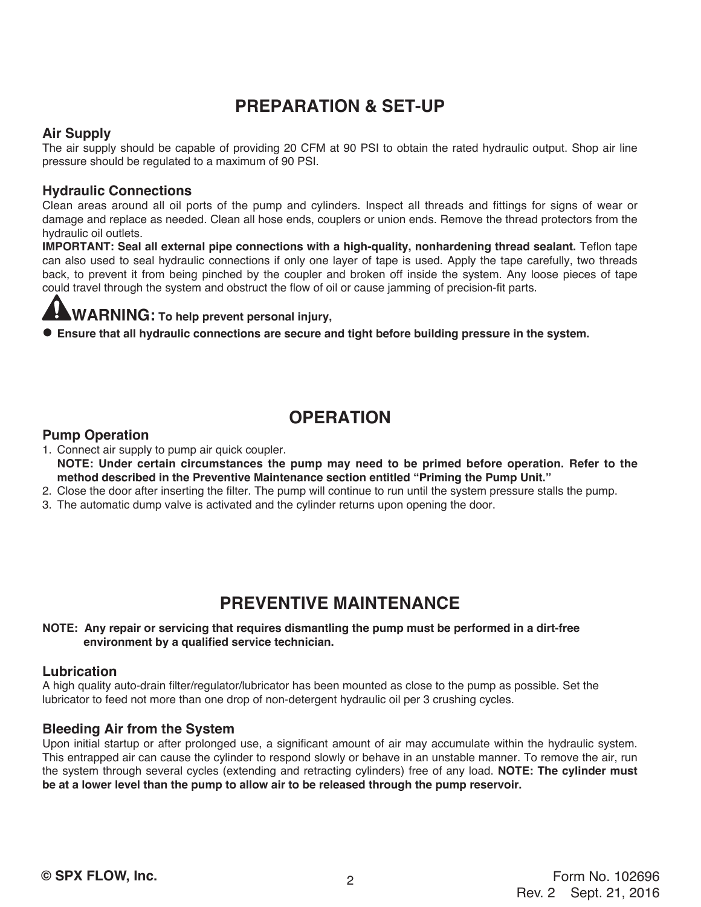# PREPARATION & SET-UP

### Air Supply

The air supply should be capable of providing 20 CFM at 90 PSI to obtain the rated hydraulic output. Shop air line pressure should be regulated to a maximum of 90 PSI.

### Hydraulic Connections

Clean areas around all oil ports of the pump and cylinders. Inspect all threads and fittings for signs of wear or damage and replace as needed. Clean all hose ends, couplers or union ends. Remove the thread protectors from the hydraulic oil outlets.

**IMPORTANT: Seal all external pipe connections with a high-quality, nonhardening thread sealant.** Teflon tape can also used to seal hydraulic connections if only one layer of tape is used. Apply the tape carefully, two threads back, to prevent it from being pinched by the coupler and broken off inside the system. Any loose pieces of tape could travel through the system and obstruct the flow of oil or cause jamming of precision-fit parts.

**WARNING: To help prevent personal injury,**

- **Ensure that all hydraulic connections are secure and tight before building pressure in the system.**

# OPERATION

### Pump Operation

1. Connect air supply to pump air quick coupler.
   **NOTE: Under certain circumstances the pump may need to be primed before operation. Refer to the method described in the Preventive Maintenance section entitled "Priming the Pump Unit."**
2. Close the door after inserting the filter. The pump will continue to run until the system pressure stalls the pump.
3. The automatic dump valve is activated and the cylinder returns upon opening the door.

# PREVENTIVE MAINTENANCE

**NOTE: Any repair or servicing that requires dismantling the pump must be performed in a dirt-free environment by a qualified service technician.**

### Lubrication

A high quality auto-drain filter/regulator/lubricator has been mounted as close to the pump as possible. Set the lubricator to feed not more than one drop of non-detergent hydraulic oil per 3 crushing cycles.

### Bleeding Air from the System

Upon initial startup or after prolonged use, a significant amount of air may accumulate within the hydraulic system. This entrapped air can cause the cylinder to respond slowly or behave in an unstable manner. To remove the air, run the system through several cycles (extending and retracting cylinders) free of any load. **NOTE: The cylinder must be at a lower level than the pump to allow air to be released through the pump reservoir.**

© SPX FLOW, Inc.

Form No. 102696
Rev. 2 Sept. 21, 2016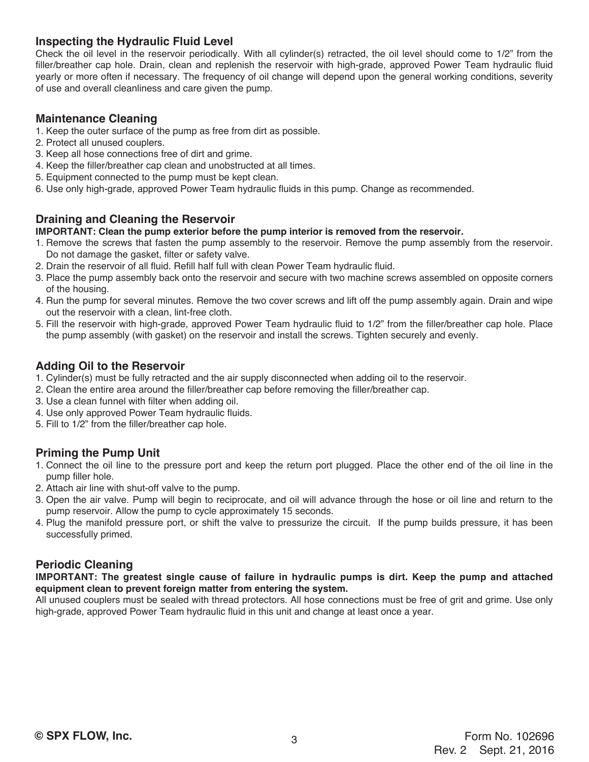### Inspecting the Hydraulic Fluid Level

Check the oil level in the reservoir periodically. With all cylinder(s) retracted, the oil level should come to 1/2" from the filler/breather cap hole. Drain, clean and replenish the reservoir with high-grade, approved Power Team hydraulic fluid yearly or more often if necessary. The frequency of oil change will depend upon the general working conditions, severity of use and overall cleanliness and care given the pump.

### Maintenance Cleaning

1. Keep the outer surface of the pump as free from dirt as possible.
2. Protect all unused couplers.
3. Keep all hose connections free of dirt and grime.
4. Keep the filler/breather cap clean and unobstructed at all times.
5. Equipment connected to the pump must be kept clean.
6. Use only high-grade, approved Power Team hydraulic fluids in this pump. Change as recommended.

### Draining and Cleaning the Reservoir

**IMPORTANT: Clean the pump exterior before the pump interior is removed from the reservoir.**

1. Remove the screws that fasten the pump assembly to the reservoir. Remove the pump assembly from the reservoir. Do not damage the gasket, filter or safety valve.
2. Drain the reservoir of all fluid. Refill half full with clean Power Team hydraulic fluid.
3. Place the pump assembly back onto the reservoir and secure with two machine screws assembled on opposite corners of the housing.
4. Run the pump for several minutes. Remove the two cover screws and lift off the pump assembly again. Drain and wipe out the reservoir with a clean, lint-free cloth.
5. Fill the reservoir with high-grade, approved Power Team hydraulic fluid to 1/2" from the filler/breather cap hole. Place the pump assembly (with gasket) on the reservoir and install the screws. Tighten securely and evenly.

### Adding Oil to the Reservoir

1. Cylinder(s) must be fully retracted and the air supply disconnected when adding oil to the reservoir.
2. Clean the entire area around the filler/breather cap before removing the filler/breather cap.
3. Use a clean funnel with filter when adding oil.
4. Use only approved Power Team hydraulic fluids.
5. Fill to 1/2" from the filler/breather cap hole.

### Priming the Pump Unit

1. Connect the oil line to the pressure port and keep the return port plugged. Place the other end of the oil line in the pump filler hole.
2. Attach air line with shut-off valve to the pump.
3. Open the air valve. Pump will begin to reciprocate, and oil will advance through the hose or oil line and return to the pump reservoir. Allow the pump to cycle approximately 15 seconds.
4. Plug the manifold pressure port, or shift the valve to pressurize the circuit. If the pump builds pressure, it has been successfully primed.

### Periodic Cleaning

**IMPORTANT: The greatest single cause of failure in hydraulic pumps is dirt. Keep the pump and attached equipment clean to prevent foreign matter from entering the system.**

All unused couplers must be sealed with thread protectors. All hose connections must be free of grit and grime. Use only high-grade, approved Power Team hydraulic fluid in this unit and change at least once a year.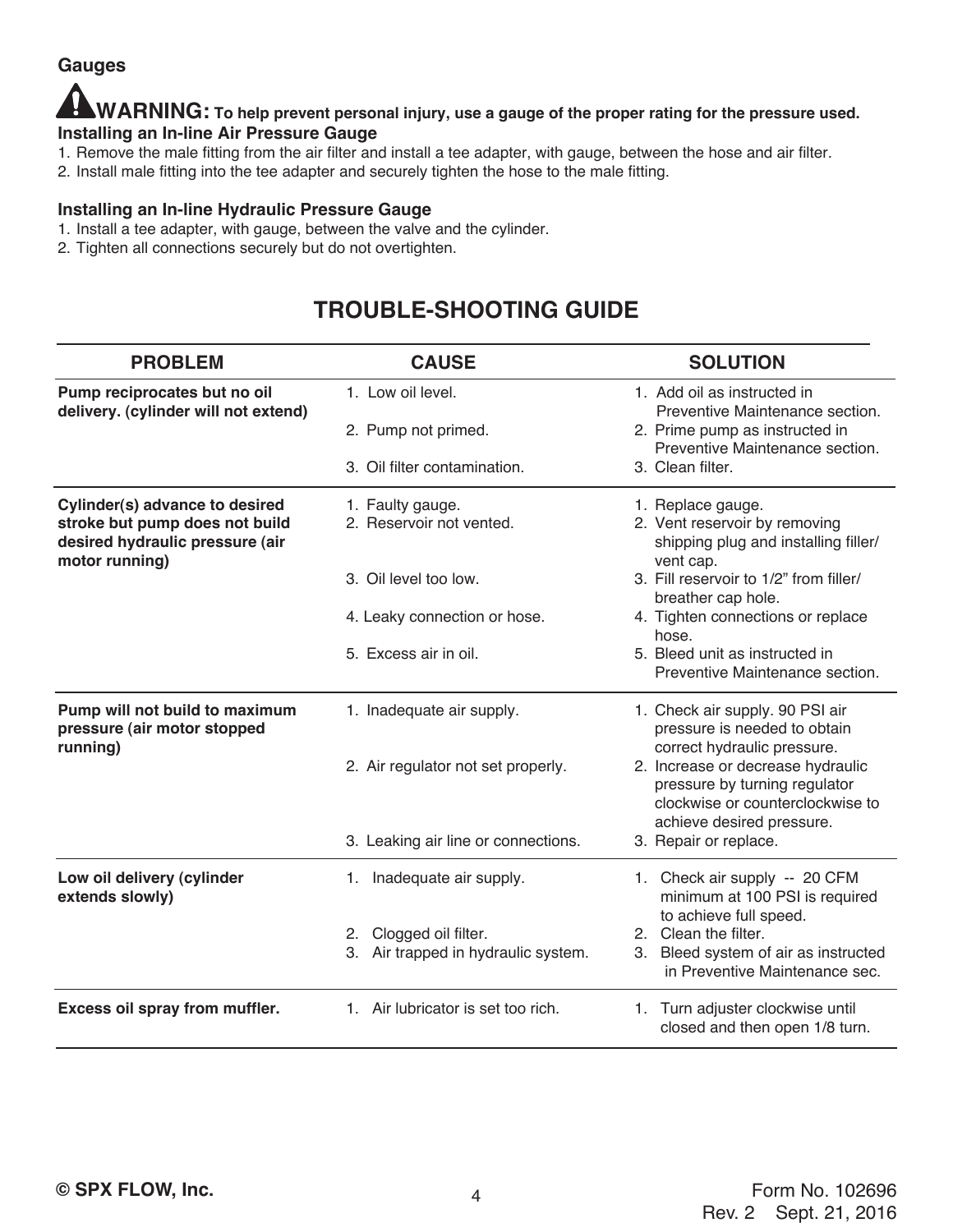## Gauges

**WARNING: To help prevent personal injury, use a gauge of the proper rating for the pressure used.**

**Installing an In-line Air Pressure Gauge**

1. Remove the male fitting from the air filter and install a tee adapter, with gauge, between the hose and air filter.
2. Install male fitting into the tee adapter and securely tighten the hose to the male fitting.

**Installing an In-line Hydraulic Pressure Gauge**

1. Install a tee adapter, with gauge, between the valve and the cylinder.
2. Tighten all connections securely but do not overtighten.

# TROUBLE-SHOOTING GUIDE

| PROBLEM | CAUSE | SOLUTION |
|---|---|---|
| **Pump reciprocates but no oil delivery. (cylinder will not extend)** | 1. Low oil level.<br>2. Pump not primed.<br>3. Oil filter contamination. | 1. Add oil as instructed in Preventive Maintenance section.<br>2. Prime pump as instructed in Preventive Maintenance section.<br>3. Clean filter. |
| **Cylinder(s) advance to desired stroke but pump does not build desired hydraulic pressure (air motor running)** | 1. Faulty gauge.<br>2. Reservoir not vented.<br>3. Oil level too low.<br>4. Leaky connection or hose.<br>5. Excess air in oil. | 1. Replace gauge.<br>2. Vent reservoir by removing shipping plug and installing filler/vent cap.<br>3. Fill reservoir to 1/2" from filler/breather cap hole.<br>4. Tighten connections or replace hose.<br>5. Bleed unit as instructed in Preventive Maintenance section. |
| **Pump will not build to maximum pressure (air motor stopped running)** | 1. Inadequate air supply.<br>2. Air regulator not set properly.<br>3. Leaking air line or connections. | 1. Check air supply. 90 PSI air pressure is needed to obtain correct hydraulic pressure.<br>2. Increase or decrease hydraulic pressure by turning regulator clockwise or counterclockwise to achieve desired pressure.<br>3. Repair or replace. |
| **Low oil delivery (cylinder extends slowly)** | 1. Inadequate air supply.<br>2. Clogged oil filter.<br>3. Air trapped in hydraulic system. | 1. Check air supply -- 20 CFM minimum at 100 PSI is required to achieve full speed.<br>2. Clean the filter.<br>3. Bleed system of air as instructed in Preventive Maintenance sec. |
| **Excess oil spray from muffler.** | 1. Air lubricator is set too rich. | 1. Turn adjuster clockwise until closed and then open 1/8 turn. |

© SPX FLOW, Inc.

Form No. 102696
Rev. 2 Sept. 21, 2016